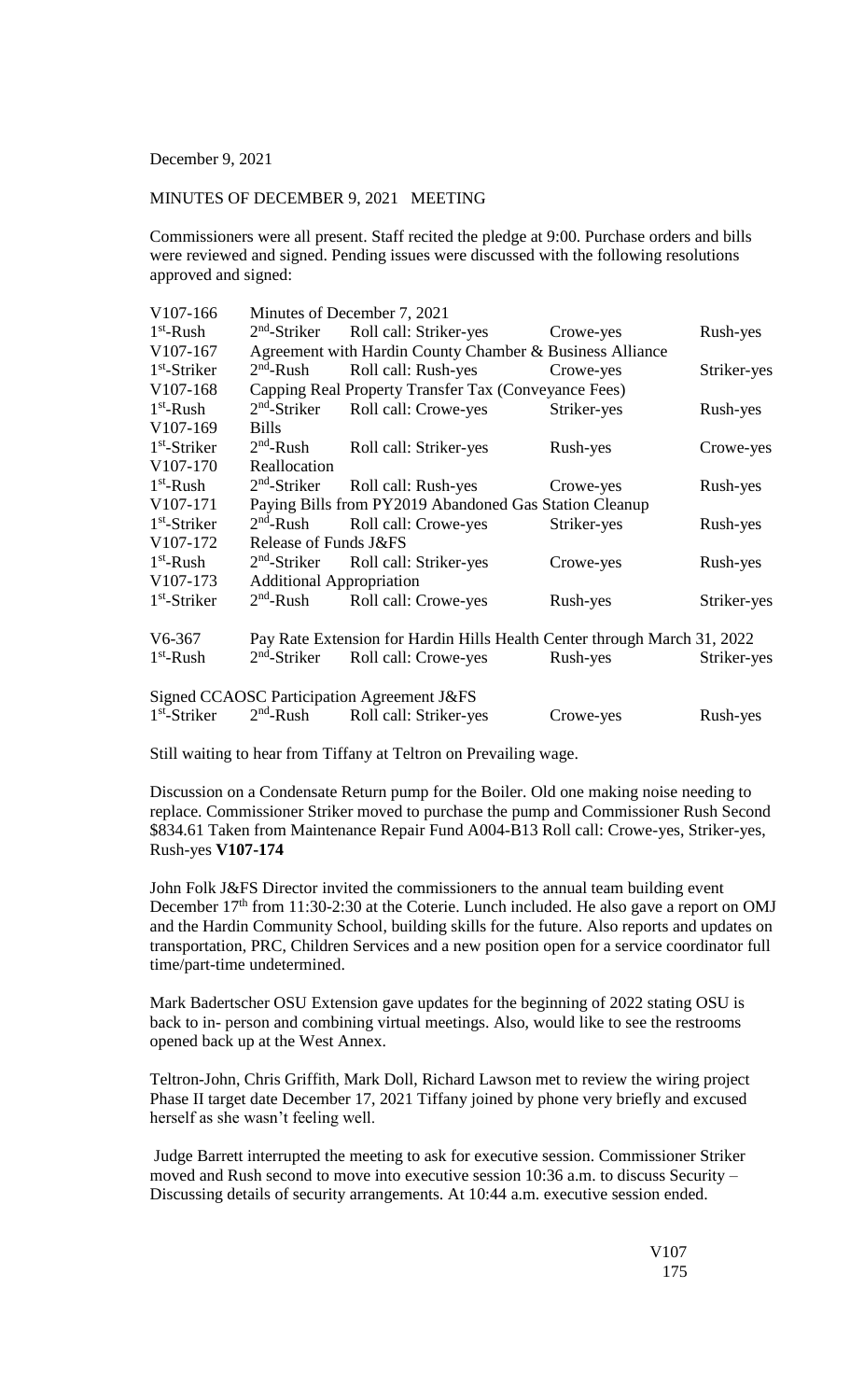December 9, 2021

MINUTES OF DECEMBER 9, 2021 MEETING

Commissioners were all present. Staff recited the pledge at 9:00. Purchase orders and bills were reviewed and signed. Pending issues were discussed with the following resolutions approved and signed:

| | | | | |
|---|---|---|---|---|
| V107-166 | Minutes of December 7, 2021 | | | |
| 1st-Rush | 2nd-Striker | Roll call: Striker-yes | Crowe-yes | Rush-yes |
| V107-167 | Agreement with Hardin County Chamber & Business Alliance | | | |
| 1st-Striker | 2nd-Rush | Roll call: Rush-yes | Crowe-yes | Striker-yes |
| V107-168 | Capping Real Property Transfer Tax (Conveyance Fees) | | | |
| 1st-Rush | 2nd-Striker | Roll call: Crowe-yes | Striker-yes | Rush-yes |
| V107-169 | Bills | | | |
| 1st-Striker | 2nd-Rush | Roll call: Striker-yes | Rush-yes | Crowe-yes |
| V107-170 | Reallocation | | | |
| 1st-Rush | 2nd-Striker | Roll call: Rush-yes | Crowe-yes | Rush-yes |
| V107-171 | Paying Bills from PY2019 Abandoned Gas Station Cleanup | | | |
| 1st-Striker | 2nd-Rush | Roll call: Crowe-yes | Striker-yes | Rush-yes |
| V107-172 | Release of Funds J&FS | | | |
| 1st-Rush | 2nd-Striker | Roll call: Striker-yes | Crowe-yes | Rush-yes |
| V107-173 | Additional Appropriation | | | |
| 1st-Striker | 2nd-Rush | Roll call: Crowe-yes | Rush-yes | Striker-yes |
| V6-367 | Pay Rate Extension for Hardin Hills Health Center through March 31, 2022 | | | |
| 1st-Rush | 2nd-Striker | Roll call: Crowe-yes | Rush-yes | Striker-yes |
| Signed CCAOSC Participation Agreement J&FS | | | | |
| 1st-Striker | 2nd-Rush | Roll call: Striker-yes | Crowe-yes | Rush-yes |

Still waiting to hear from Tiffany at Teltron on Prevailing wage.

Discussion on a Condensate Return pump for the Boiler. Old one making noise needing to replace. Commissioner Striker moved to purchase the pump and Commissioner Rush Second $834.61 Taken from Maintenance Repair Fund A004-B13 Roll call: Crowe-yes, Striker-yes, Rush-yes **V107-174**

John Folk J&FS Director invited the commissioners to the annual team building event December 17th from 11:30-2:30 at the Coterie. Lunch included. He also gave a report on OMJ and the Hardin Community School, building skills for the future. Also reports and updates on transportation, PRC, Children Services and a new position open for a service coordinator full time/part-time undetermined.

Mark Badertscher OSU Extension gave updates for the beginning of 2022 stating OSU is back to in- person and combining virtual meetings. Also, would like to see the restrooms opened back up at the West Annex.

Teltron-John, Chris Griffith, Mark Doll, Richard Lawson met to review the wiring project Phase II target date December 17, 2021 Tiffany joined by phone very briefly and excused herself as she wasn't feeling well.

Judge Barrett interrupted the meeting to ask for executive session. Commissioner Striker moved and Rush second to move into executive session 10:36 a.m. to discuss Security – Discussing details of security arrangements. At 10:44 a.m. executive session ended.

V107
175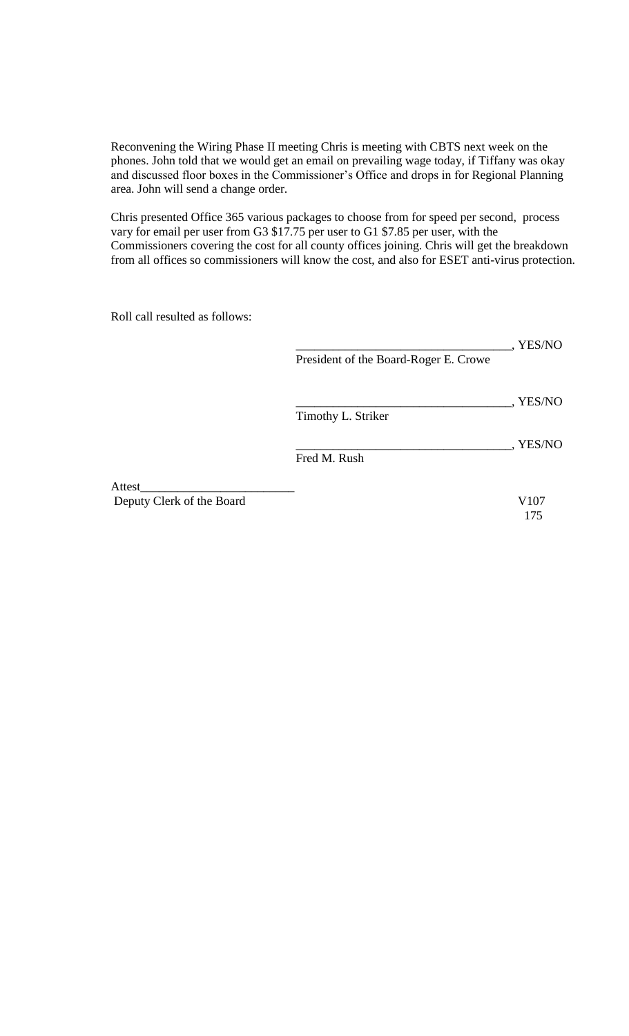Reconvening the Wiring Phase II meeting Chris is meeting with CBTS next week on the phones. John told that we would get an email on prevailing wage today, if Tiffany was okay and discussed floor boxes in the Commissioner's Office and drops in for Regional Planning area. John will send a change order.

Chris presented Office 365 various packages to choose from for speed per second, process vary for email per user from G3 $17.75 per user to G1 $7.85 per user, with the Commissioners covering the cost for all county offices joining. Chris will get the breakdown from all offices so commissioners will know the cost, and also for ESET anti-virus protection.

Roll call resulted as follows:

___________________________________, YES/NO
President of the Board-Roger E. Crowe

___________________________________, YES/NO
Timothy L. Striker

___________________________________, YES/NO
Fred M. Rush

Attest________________________
Deputy Clerk of the Board

V107
175